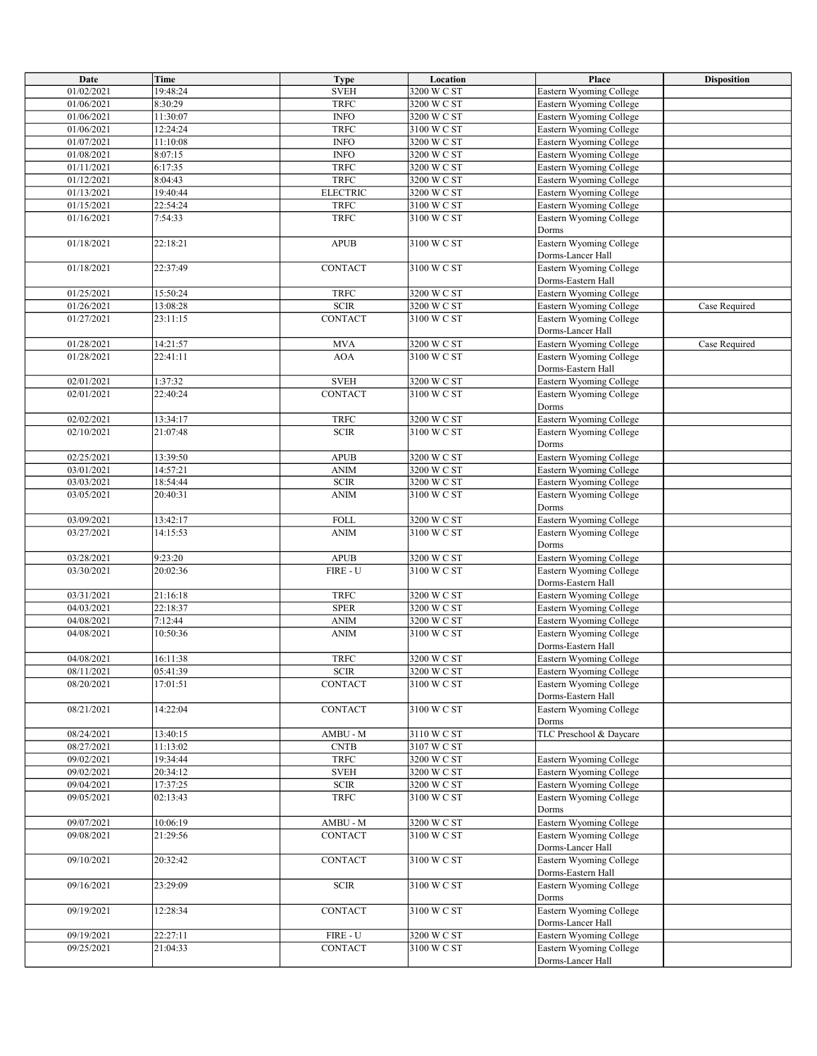| Date | Time | Type | Location | Place | Disposition |
|---|---|---|---|---|---|
| 01/02/2021 | 19:48:24 | SVEH | 3200 W C ST | Eastern Wyoming College | |
| 01/06/2021 | 8:30:29 | TRFC | 3200 W C ST | Eastern Wyoming College | |
| 01/06/2021 | 11:30:07 | INFO | 3200 W C ST | Eastern Wyoming College | |
| 01/06/2021 | 12:24:24 | TRFC | 3100 W C ST | Eastern Wyoming College | |
| 01/07/2021 | 11:10:08 | INFO | 3200 W C ST | Eastern Wyoming College | |
| 01/08/2021 | 8:07:15 | INFO | 3200 W C ST | Eastern Wyoming College | |
| 01/11/2021 | 6:17:35 | TRFC | 3200 W C ST | Eastern Wyoming College | |
| 01/12/2021 | 8:04:43 | TRFC | 3200 W C ST | Eastern Wyoming College | |
| 01/13/2021 | 19:40:44 | ELECTRIC | 3200 W C ST | Eastern Wyoming College | |
| 01/15/2021 | 22:54:24 | TRFC | 3100 W C ST | Eastern Wyoming College | |
| 01/16/2021 | 7:54:33 | TRFC | 3100 W C ST | Eastern Wyoming College Dorms | |
| 01/18/2021 | 22:18:21 | APUB | 3100 W C ST | Eastern Wyoming College Dorms-Lancer Hall | |
| 01/18/2021 | 22:37:49 | CONTACT | 3100 W C ST | Eastern Wyoming College Dorms-Eastern Hall | |
| 01/25/2021 | 15:50:24 | TRFC | 3200 W C ST | Eastern Wyoming College | |
| 01/26/2021 | 13:08:28 | SCIR | 3200 W C ST | Eastern Wyoming College | Case Required |
| 01/27/2021 | 23:11:15 | CONTACT | 3100 W C ST | Eastern Wyoming College Dorms-Lancer Hall | |
| 01/28/2021 | 14:21:57 | MVA | 3200 W C ST | Eastern Wyoming College | Case Required |
| 01/28/2021 | 22:41:11 | AOA | 3100 W C ST | Eastern Wyoming College Dorms-Eastern Hall | |
| 02/01/2021 | 1:37:32 | SVEH | 3200 W C ST | Eastern Wyoming College | |
| 02/01/2021 | 22:40:24 | CONTACT | 3100 W C ST | Eastern Wyoming College Dorms | |
| 02/02/2021 | 13:34:17 | TRFC | 3200 W C ST | Eastern Wyoming College | |
| 02/10/2021 | 21:07:48 | SCIR | 3100 W C ST | Eastern Wyoming College Dorms | |
| 02/25/2021 | 13:39:50 | APUB | 3200 W C ST | Eastern Wyoming College | |
| 03/01/2021 | 14:57:21 | ANIM | 3200 W C ST | Eastern Wyoming College | |
| 03/03/2021 | 18:54:44 | SCIR | 3200 W C ST | Eastern Wyoming College | |
| 03/05/2021 | 20:40:31 | ANIM | 3100 W C ST | Eastern Wyoming College Dorms | |
| 03/09/2021 | 13:42:17 | FOLL | 3200 W C ST | Eastern Wyoming College | |
| 03/27/2021 | 14:15:53 | ANIM | 3100 W C ST | Eastern Wyoming College Dorms | |
| 03/28/2021 | 9:23:20 | APUB | 3200 W C ST | Eastern Wyoming College | |
| 03/30/2021 | 20:02:36 | FIRE - U | 3100 W C ST | Eastern Wyoming College Dorms-Eastern Hall | |
| 03/31/2021 | 21:16:18 | TRFC | 3200 W C ST | Eastern Wyoming College | |
| 04/03/2021 | 22:18:37 | SPER | 3200 W C ST | Eastern Wyoming College | |
| 04/08/2021 | 7:12:44 | ANIM | 3200 W C ST | Eastern Wyoming College | |
| 04/08/2021 | 10:50:36 | ANIM | 3100 W C ST | Eastern Wyoming College Dorms-Eastern Hall | |
| 04/08/2021 | 16:11:38 | TRFC | 3200 W C ST | Eastern Wyoming College | |
| 08/11/2021 | 05:41:39 | SCIR | 3200 W C ST | Eastern Wyoming College | |
| 08/20/2021 | 17:01:51 | CONTACT | 3100 W C ST | Eastern Wyoming College Dorms-Eastern Hall | |
| 08/21/2021 | 14:22:04 | CONTACT | 3100 W C ST | Eastern Wyoming College Dorms | |
| 08/24/2021 | 13:40:15 | AMBU - M | 3110 W C ST | TLC Preschool & Daycare | |
| 08/27/2021 | 11:13:02 | CNTB | 3107 W C ST | | |
| 09/02/2021 | 19:34:44 | TRFC | 3200 W C ST | Eastern Wyoming College | |
| 09/02/2021 | 20:34:12 | SVEH | 3200 W C ST | Eastern Wyoming College | |
| 09/04/2021 | 17:37:25 | SCIR | 3200 W C ST | Eastern Wyoming College | |
| 09/05/2021 | 02:13:43 | TRFC | 3100 W C ST | Eastern Wyoming College Dorms | |
| 09/07/2021 | 10:06:19 | AMBU - M | 3200 W C ST | Eastern Wyoming College | |
| 09/08/2021 | 21:29:56 | CONTACT | 3100 W C ST | Eastern Wyoming College Dorms-Lancer Hall | |
| 09/10/2021 | 20:32:42 | CONTACT | 3100 W C ST | Eastern Wyoming College Dorms-Eastern Hall | |
| 09/16/2021 | 23:29:09 | SCIR | 3100 W C ST | Eastern Wyoming College Dorms | |
| 09/19/2021 | 12:28:34 | CONTACT | 3100 W C ST | Eastern Wyoming College Dorms-Lancer Hall | |
| 09/19/2021 | 22:27:11 | FIRE - U | 3200 W C ST | Eastern Wyoming College | |
| 09/25/2021 | 21:04:33 | CONTACT | 3100 W C ST | Eastern Wyoming College Dorms-Lancer Hall | |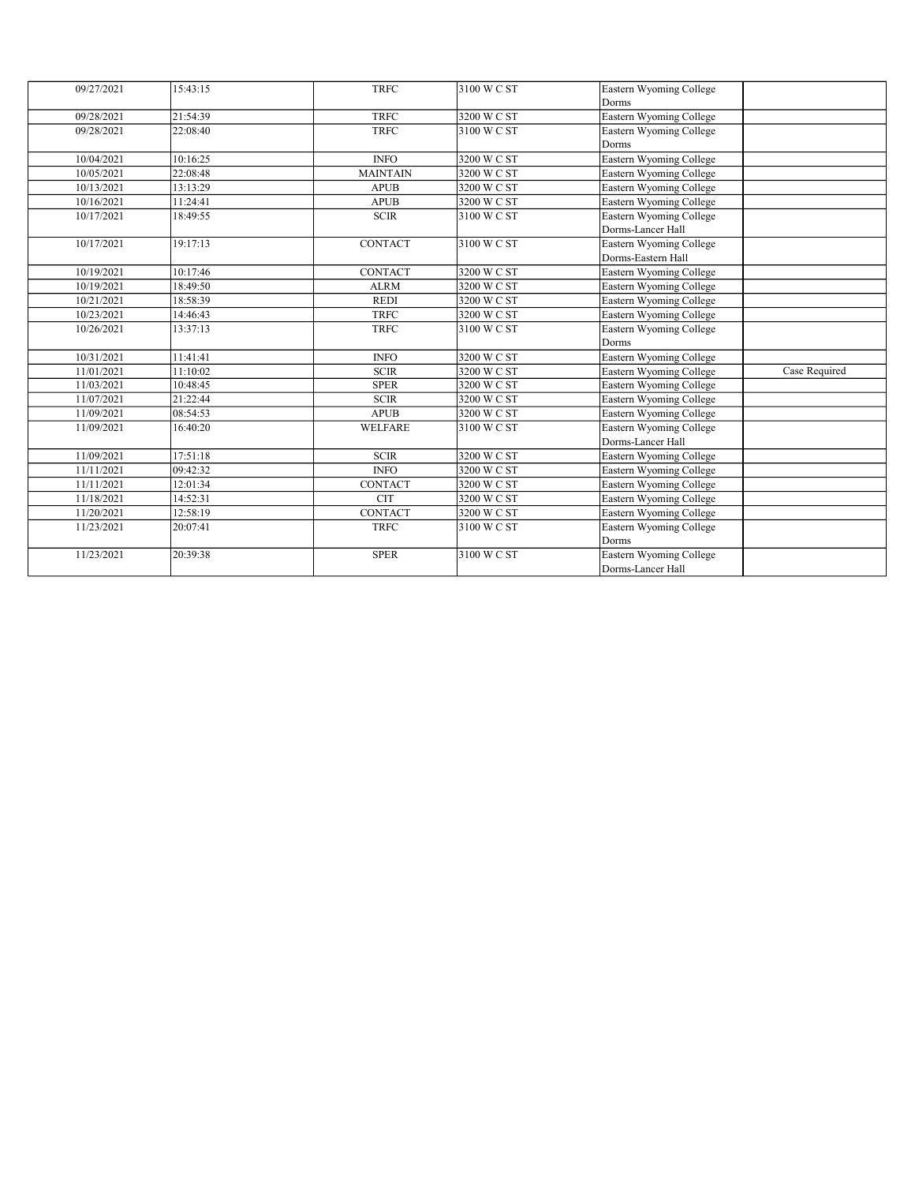| | | | | | |
|---|---|---|---|---|---|
| 09/27/2021 | 15:43:15 | TRFC | 3100 W C ST | Eastern Wyoming College Dorms | |
| 09/28/2021 | 21:54:39 | TRFC | 3200 W C ST | Eastern Wyoming College | |
| 09/28/2021 | 22:08:40 | TRFC | 3100 W C ST | Eastern Wyoming College Dorms | |
| 10/04/2021 | 10:16:25 | INFO | 3200 W C ST | Eastern Wyoming College | |
| 10/05/2021 | 22:08:48 | MAINTAIN | 3200 W C ST | Eastern Wyoming College | |
| 10/13/2021 | 13:13:29 | APUB | 3200 W C ST | Eastern Wyoming College | |
| 10/16/2021 | 11:24:41 | APUB | 3200 W C ST | Eastern Wyoming College | |
| 10/17/2021 | 18:49:55 | SCIR | 3100 W C ST | Eastern Wyoming College Dorms-Lancer Hall | |
| 10/17/2021 | 19:17:13 | CONTACT | 3100 W C ST | Eastern Wyoming College Dorms-Eastern Hall | |
| 10/19/2021 | 10:17:46 | CONTACT | 3200 W C ST | Eastern Wyoming College | |
| 10/19/2021 | 18:49:50 | ALRM | 3200 W C ST | Eastern Wyoming College | |
| 10/21/2021 | 18:58:39 | REDI | 3200 W C ST | Eastern Wyoming College | |
| 10/23/2021 | 14:46:43 | TRFC | 3200 W C ST | Eastern Wyoming College | |
| 10/26/2021 | 13:37:13 | TRFC | 3100 W C ST | Eastern Wyoming College Dorms | |
| 10/31/2021 | 11:41:41 | INFO | 3200 W C ST | Eastern Wyoming College | |
| 11/01/2021 | 11:10:02 | SCIR | 3200 W C ST | Eastern Wyoming College | Case Required |
| 11/03/2021 | 10:48:45 | SPER | 3200 W C ST | Eastern Wyoming College | |
| 11/07/2021 | 21:22:44 | SCIR | 3200 W C ST | Eastern Wyoming College | |
| 11/09/2021 | 08:54:53 | APUB | 3200 W C ST | Eastern Wyoming College | |
| 11/09/2021 | 16:40:20 | WELFARE | 3100 W C ST | Eastern Wyoming College Dorms-Lancer Hall | |
| 11/09/2021 | 17:51:18 | SCIR | 3200 W C ST | Eastern Wyoming College | |
| 11/11/2021 | 09:42:32 | INFO | 3200 W C ST | Eastern Wyoming College | |
| 11/11/2021 | 12:01:34 | CONTACT | 3200 W C ST | Eastern Wyoming College | |
| 11/18/2021 | 14:52:31 | CIT | 3200 W C ST | Eastern Wyoming College | |
| 11/20/2021 | 12:58:19 | CONTACT | 3200 W C ST | Eastern Wyoming College | |
| 11/23/2021 | 20:07:41 | TRFC | 3100 W C ST | Eastern Wyoming College Dorms | |
| 11/23/2021 | 20:39:38 | SPER | 3100 W C ST | Eastern Wyoming College Dorms-Lancer Hall | |